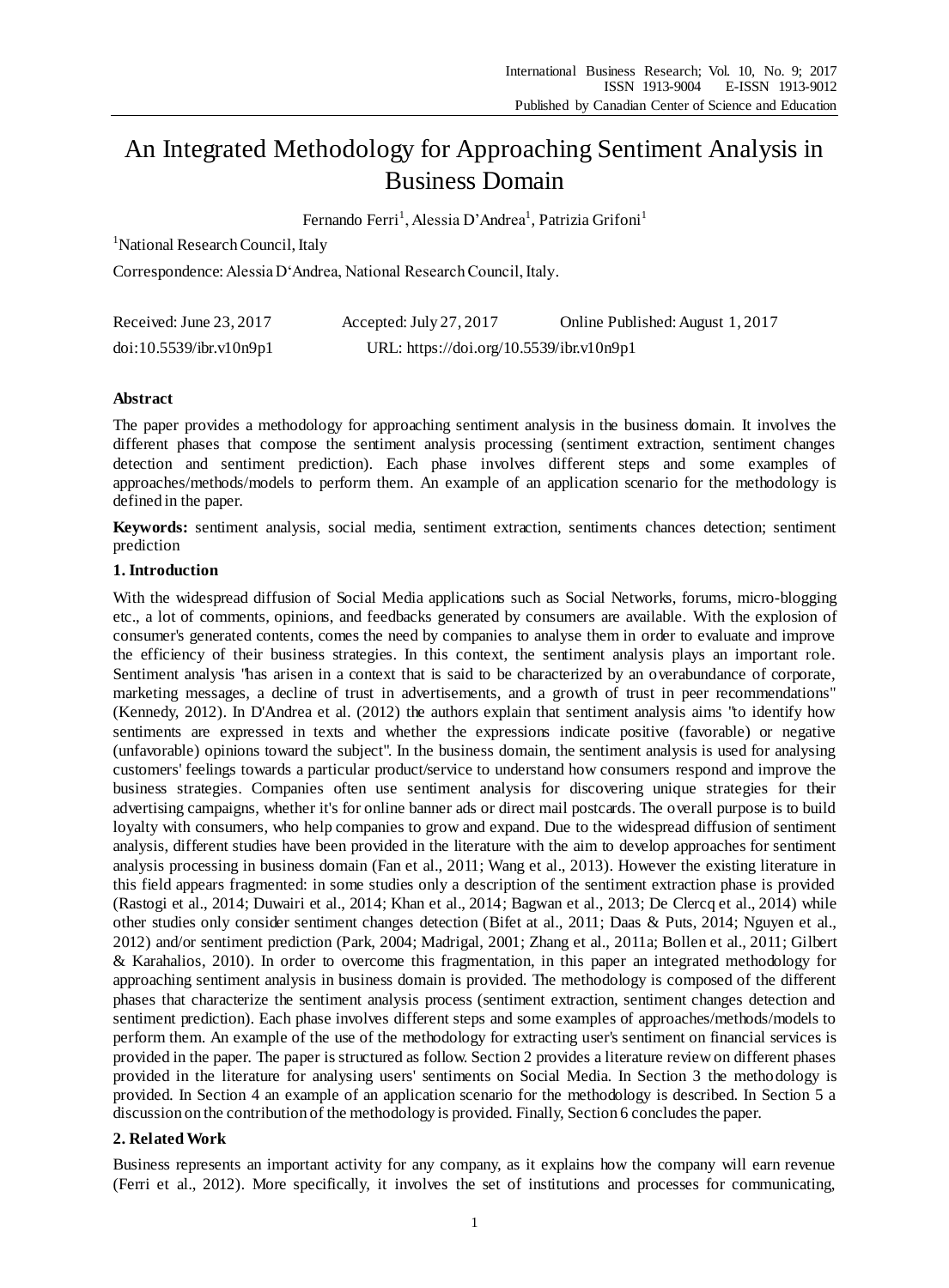# An Integrated Methodology for Approaching Sentiment Analysis in Business Domain

Fernando Ferri[1], Alessia D'Andrea[1], Patrizia Grifoni[1]

[1]National Research Council, Italy

Correspondence: Alessia D'Andrea, National Research Council, Italy.

Received: June 23, 2017 Accepted: July 27, 2017 Online Published: August 1, 2017

doi:10.5539/ibr.v10n9p1 URL: https://doi.org/10.5539/ibr.v10n9p1

## Abstract

The paper provides a methodology for approaching sentiment analysis in the business domain. It involves the different phases that compose the sentiment analysis processing (sentiment extraction, sentiment changes detection and sentiment prediction). Each phase involves different steps and some examples of approaches/methods/models to perform them. An example of an application scenario for the methodology is defined in the paper.

**Keywords:** sentiment analysis, social media, sentiment extraction, sentiments chances detection; sentiment prediction

## 1. Introduction

With the widespread diffusion of Social Media applications such as Social Networks, forums, micro-blogging etc., a lot of comments, opinions, and feedbacks generated by consumers are available. With the explosion of consumer's generated contents, comes the need by companies to analyse them in order to evaluate and improve the efficiency of their business strategies. In this context, the sentiment analysis plays an important role. Sentiment analysis "has arisen in a context that is said to be characterized by an overabundance of corporate, marketing messages, a decline of trust in advertisements, and a growth of trust in peer recommendations" (Kennedy, 2012). In D'Andrea et al. (2012) the authors explain that sentiment analysis aims "to identify how sentiments are expressed in texts and whether the expressions indicate positive (favorable) or negative (unfavorable) opinions toward the subject". In the business domain, the sentiment analysis is used for analysing customers' feelings towards a particular product/service to understand how consumers respond and improve the business strategies. Companies often use sentiment analysis for discovering unique strategies for their advertising campaigns, whether it's for online banner ads or direct mail postcards. The overall purpose is to build loyalty with consumers, who help companies to grow and expand. Due to the widespread diffusion of sentiment analysis, different studies have been provided in the literature with the aim to develop approaches for sentiment analysis processing in business domain (Fan et al., 2011; Wang et al., 2013). However the existing literature in this field appears fragmented: in some studies only a description of the sentiment extraction phase is provided (Rastogi et al., 2014; Duwairi et al., 2014; Khan et al., 2014; Bagwan et al., 2013; De Clercq et al., 2014) while other studies only consider sentiment changes detection (Bifet at al., 2011; Daas & Puts, 2014; Nguyen et al., 2012) and/or sentiment prediction (Park, 2004; Madrigal, 2001; Zhang et al., 2011a; Bollen et al., 2011; Gilbert & Karahalios, 2010). In order to overcome this fragmentation, in this paper an integrated methodology for approaching sentiment analysis in business domain is provided. The methodology is composed of the different phases that characterize the sentiment analysis process (sentiment extraction, sentiment changes detection and sentiment prediction). Each phase involves different steps and some examples of approaches/methods/models to perform them. An example of the use of the methodology for extracting user's sentiment on financial services is provided in the paper. The paper is structured as follow. Section 2 provides a literature review on different phases provided in the literature for analysing users' sentiments on Social Media. In Section 3 the methodology is provided. In Section 4 an example of an application scenario for the methodology is described. In Section 5 a discussion on the contribution of the methodology is provided. Finally, Section 6 concludes the paper.

## 2. Related Work

Business represents an important activity for any company, as it explains how the company will earn revenue (Ferri et al., 2012). More specifically, it involves the set of institutions and processes for communicating,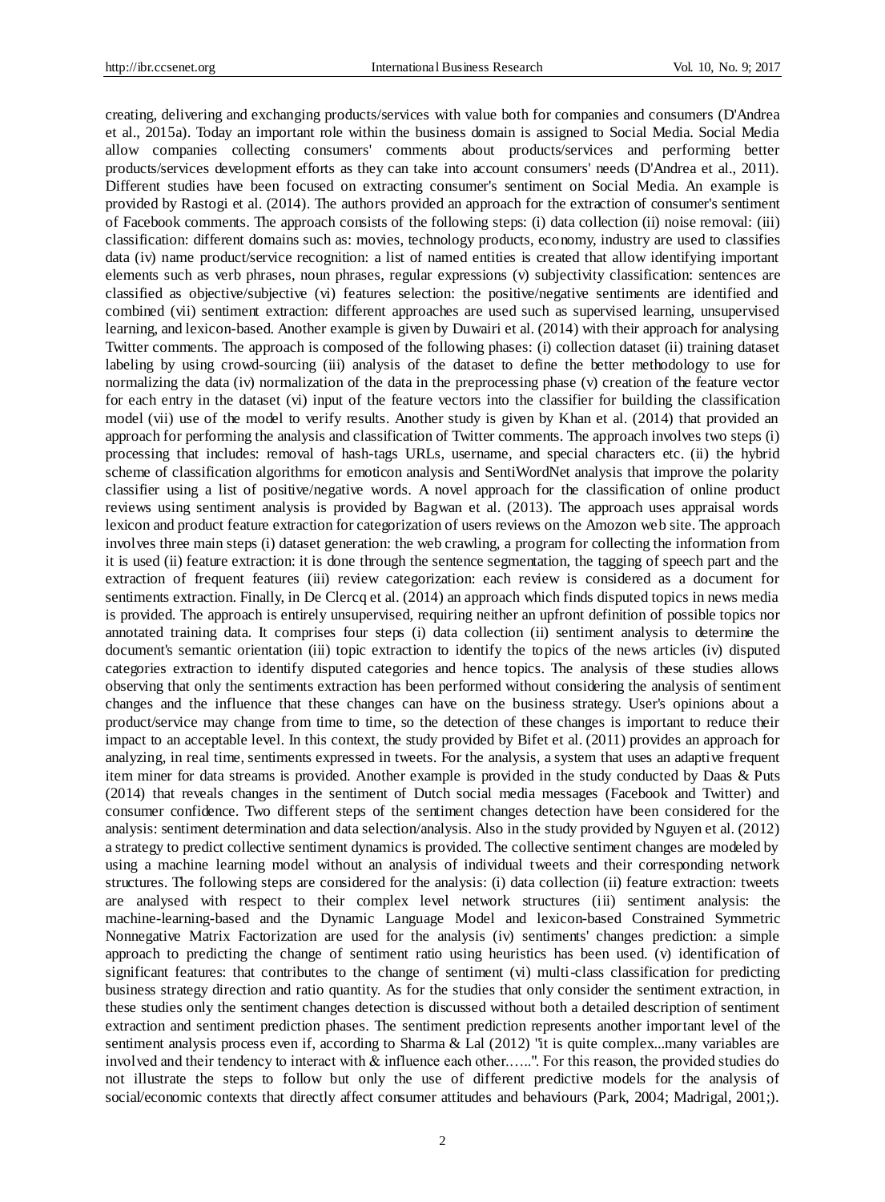creating, delivering and exchanging products/services with value both for companies and consumers (D'Andrea et al., 2015a). Today an important role within the business domain is assigned to Social Media. Social Media allow companies collecting consumers' comments about products/services and performing better products/services development efforts as they can take into account consumers' needs (D'Andrea et al., 2011). Different studies have been focused on extracting consumer's sentiment on Social Media. An example is provided by Rastogi et al. (2014). The authors provided an approach for the extraction of consumer's sentiment of Facebook comments. The approach consists of the following steps: (i) data collection (ii) noise removal: (iii) classification: different domains such as: movies, technology products, economy, industry are used to classifies data (iv) name product/service recognition: a list of named entities is created that allow identifying important elements such as verb phrases, noun phrases, regular expressions (v) subjectivity classification: sentences are classified as objective/subjective (vi) features selection: the positive/negative sentiments are identified and combined (vii) sentiment extraction: different approaches are used such as supervised learning, unsupervised learning, and lexicon-based. Another example is given by Duwairi et al. (2014) with their approach for analysing Twitter comments. The approach is composed of the following phases: (i) collection dataset (ii) training dataset labeling by using crowd-sourcing (iii) analysis of the dataset to define the better methodology to use for normalizing the data (iv) normalization of the data in the preprocessing phase (v) creation of the feature vector for each entry in the dataset (vi) input of the feature vectors into the classifier for building the classification model (vii) use of the model to verify results. Another study is given by Khan et al. (2014) that provided an approach for performing the analysis and classification of Twitter comments. The approach involves two steps (i) processing that includes: removal of hash-tags URLs, username, and special characters etc. (ii) the hybrid scheme of classification algorithms for emoticon analysis and SentiWordNet analysis that improve the polarity classifier using a list of positive/negative words. A novel approach for the classification of online product reviews using sentiment analysis is provided by Bagwan et al. (2013). The approach uses appraisal words lexicon and product feature extraction for categorization of users reviews on the Amozon web site. The approach involves three main steps (i) dataset generation: the web crawling, a program for collecting the information from it is used (ii) feature extraction: it is done through the sentence segmentation, the tagging of speech part and the extraction of frequent features (iii) review categorization: each review is considered as a document for sentiments extraction. Finally, in De Clercq et al. (2014) an approach which finds disputed topics in news media is provided. The approach is entirely unsupervised, requiring neither an upfront definition of possible topics nor annotated training data. It comprises four steps (i) data collection (ii) sentiment analysis to determine the document's semantic orientation (iii) topic extraction to identify the topics of the news articles (iv) disputed categories extraction to identify disputed categories and hence topics. The analysis of these studies allows observing that only the sentiments extraction has been performed without considering the analysis of sentiment changes and the influence that these changes can have on the business strategy. User's opinions about a product/service may change from time to time, so the detection of these changes is important to reduce their impact to an acceptable level. In this context, the study provided by Bifet et al. (2011) provides an approach for analyzing, in real time, sentiments expressed in tweets. For the analysis, a system that uses an adaptive frequent item miner for data streams is provided. Another example is provided in the study conducted by Daas & Puts (2014) that reveals changes in the sentiment of Dutch social media messages (Facebook and Twitter) and consumer confidence. Two different steps of the sentiment changes detection have been considered for the analysis: sentiment determination and data selection/analysis. Also in the study provided by Nguyen et al. (2012) a strategy to predict collective sentiment dynamics is provided. The collective sentiment changes are modeled by using a machine learning model without an analysis of individual tweets and their corresponding network structures. The following steps are considered for the analysis: (i) data collection (ii) feature extraction: tweets are analysed with respect to their complex level network structures (iii) sentiment analysis: the machine-learning-based and the Dynamic Language Model and lexicon-based Constrained Symmetric Nonnegative Matrix Factorization are used for the analysis (iv) sentiments' changes prediction: a simple approach to predicting the change of sentiment ratio using heuristics has been used. (v) identification of significant features: that contributes to the change of sentiment (vi) multi-class classification for predicting business strategy direction and ratio quantity. As for the studies that only consider the sentiment extraction, in these studies only the sentiment changes detection is discussed without both a detailed description of sentiment extraction and sentiment prediction phases. The sentiment prediction represents another important level of the sentiment analysis process even if, according to Sharma & Lal (2012) "it is quite complex...many variables are involved and their tendency to interact with & influence each other…...". For this reason, the provided studies do not illustrate the steps to follow but only the use of different predictive models for the analysis of social/economic contexts that directly affect consumer attitudes and behaviours (Park, 2004; Madrigal, 2001;).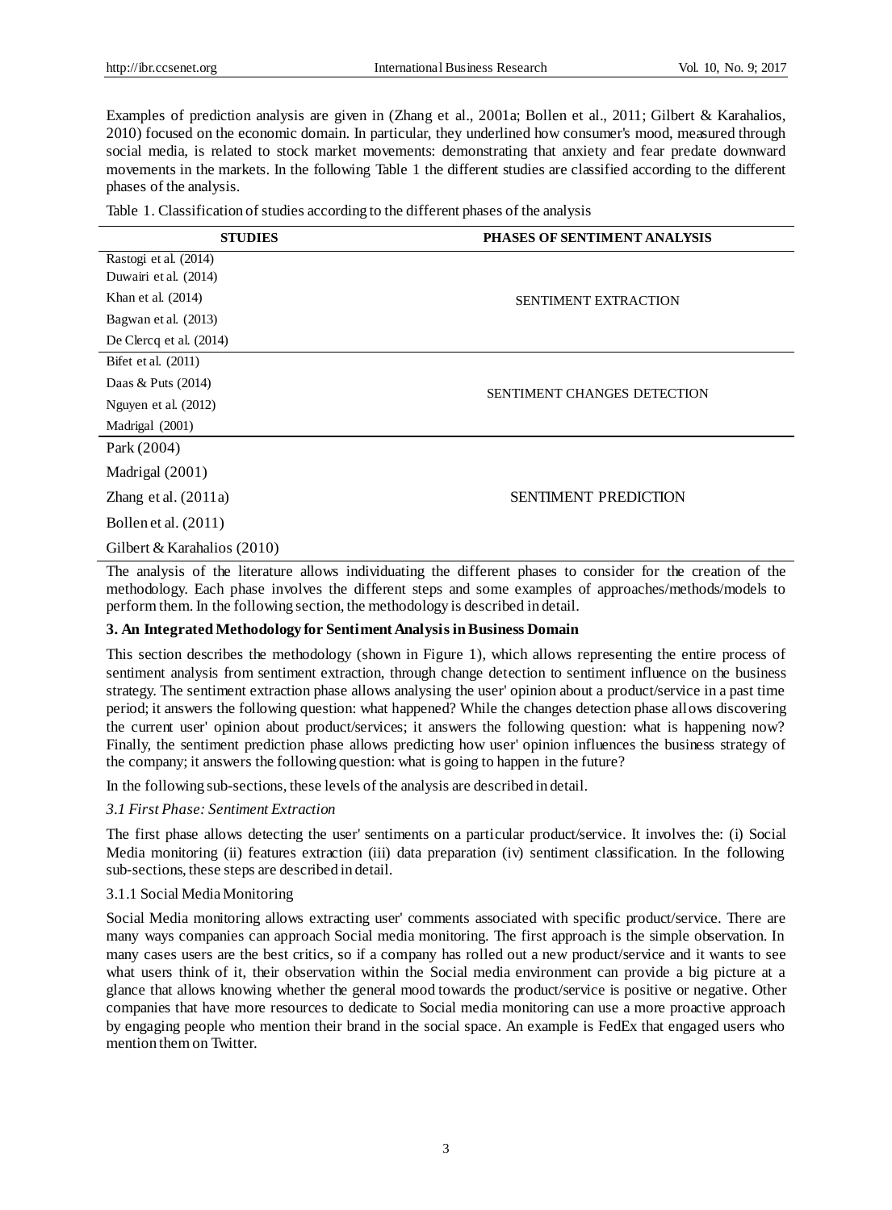Examples of prediction analysis are given in (Zhang et al., 2001a; Bollen et al., 2011; Gilbert & Karahalios, 2010) focused on the economic domain. In particular, they underlined how consumer's mood, measured through social media, is related to stock market movements: demonstrating that anxiety and fear predate downward movements in the markets. In the following Table 1 the different studies are classified according to the different phases of the analysis.

Table 1. Classification of studies according to the different phases of the analysis

| STUDIES | PHASES OF SENTIMENT ANALYSIS |
|---|---|
| Rastogi et al. (2014) | |
| Duwairi et al. (2014) | |
| Khan et al. (2014) | SENTIMENT EXTRACTION |
| Bagwan et al. (2013) | |
| De Clercq et al. (2014) | |
| Bifet et al. (2011) | |
| Daas & Puts (2014) | SENTIMENT CHANGES DETECTION |
| Nguyen et al. (2012) | |
| Madrigal (2001) | |
| Park (2004) | |
| Madrigal (2001) | |
| Zhang et al. (2011a) | SENTIMENT PREDICTION |
| Bollen et al. (2011) | |
| Gilbert & Karahalios (2010) | |

The analysis of the literature allows individuating the different phases to consider for the creation of the methodology. Each phase involves the different steps and some examples of approaches/methods/models to perform them. In the following section, the methodology is described in detail.

## 3. An Integrated Methodology for Sentiment Analysis in Business Domain

This section describes the methodology (shown in Figure 1), which allows representing the entire process of sentiment analysis from sentiment extraction, through change detection to sentiment influence on the business strategy. The sentiment extraction phase allows analysing the user' opinion about a product/service in a past time period; it answers the following question: what happened? While the changes detection phase allows discovering the current user' opinion about product/services; it answers the following question: what is happening now? Finally, the sentiment prediction phase allows predicting how user' opinion influences the business strategy of the company; it answers the following question: what is going to happen in the future?

In the following sub-sections, these levels of the analysis are described in detail.

### *3.1 First Phase: Sentiment Extraction*

The first phase allows detecting the user' sentiments on a particular product/service. It involves the: (i) Social Media monitoring (ii) features extraction (iii) data preparation (iv) sentiment classification. In the following sub-sections, these steps are described in detail.

#### 3.1.1 Social Media Monitoring

Social Media monitoring allows extracting user' comments associated with specific product/service. There are many ways companies can approach Social media monitoring. The first approach is the simple observation. In many cases users are the best critics, so if a company has rolled out a new product/service and it wants to see what users think of it, their observation within the Social media environment can provide a big picture at a glance that allows knowing whether the general mood towards the product/service is positive or negative. Other companies that have more resources to dedicate to Social media monitoring can use a more proactive approach by engaging people who mention their brand in the social space. An example is FedEx that engaged users who mention them on Twitter.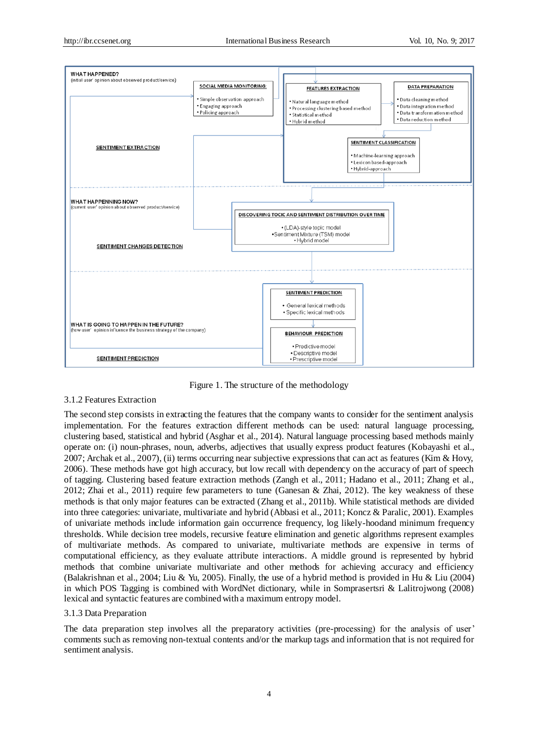Figure 1. The structure of the methodology

### 3.1.2 Features Extraction

The second step consists in extracting the features that the company wants to consider for the sentiment analysis implementation. For the features extraction different methods can be used: natural language processing, clustering based, statistical and hybrid (Asghar et al., 2014). Natural language processing based methods mainly operate on: (i) noun-phrases, noun, adverbs, adjectives that usually express product features (Kobayashi et al., 2007; Archak et al., 2007), (ii) terms occurring near subjective expressions that can act as features (Kim & Hovy, 2006). These methods have got high accuracy, but low recall with dependency on the accuracy of part of speech of tagging. Clustering based feature extraction methods (Zangh et al., 2011; Hadano et al., 2011; Zhang et al., 2012; Zhai et al., 2011) require few parameters to tune (Ganesan & Zhai, 2012). The key weakness of these methods is that only major features can be extracted (Zhang et al., 2011b). While statistical methods are divided into three categories: univariate, multivariate and hybrid (Abbasi et al., 2011; Koncz & Paralic, 2001). Examples of univariate methods include information gain occurrence frequency, log likely-hoodand minimum frequency thresholds. While decision tree models, recursive feature elimination and genetic algorithms represent examples of multivariate methods. As compared to univariate, multivariate methods are expensive in terms of computational efficiency, as they evaluate attribute interactions. A middle ground is represented by hybrid methods that combine univariate multivariate and other methods for achieving accuracy and efficiency (Balakrishnan et al., 2004; Liu & Yu, 2005). Finally, the use of a hybrid method is provided in Hu & Liu (2004) in which POS Tagging is combined with WordNet dictionary, while in Somprasertsri & Lalitrojwong (2008) lexical and syntactic features are combined with a maximum entropy model.

### 3.1.3 Data Preparation

The data preparation step involves all the preparatory activities (pre-processing) for the analysis of user' comments such as removing non-textual contents and/or the markup tags and information that is not required for sentiment analysis.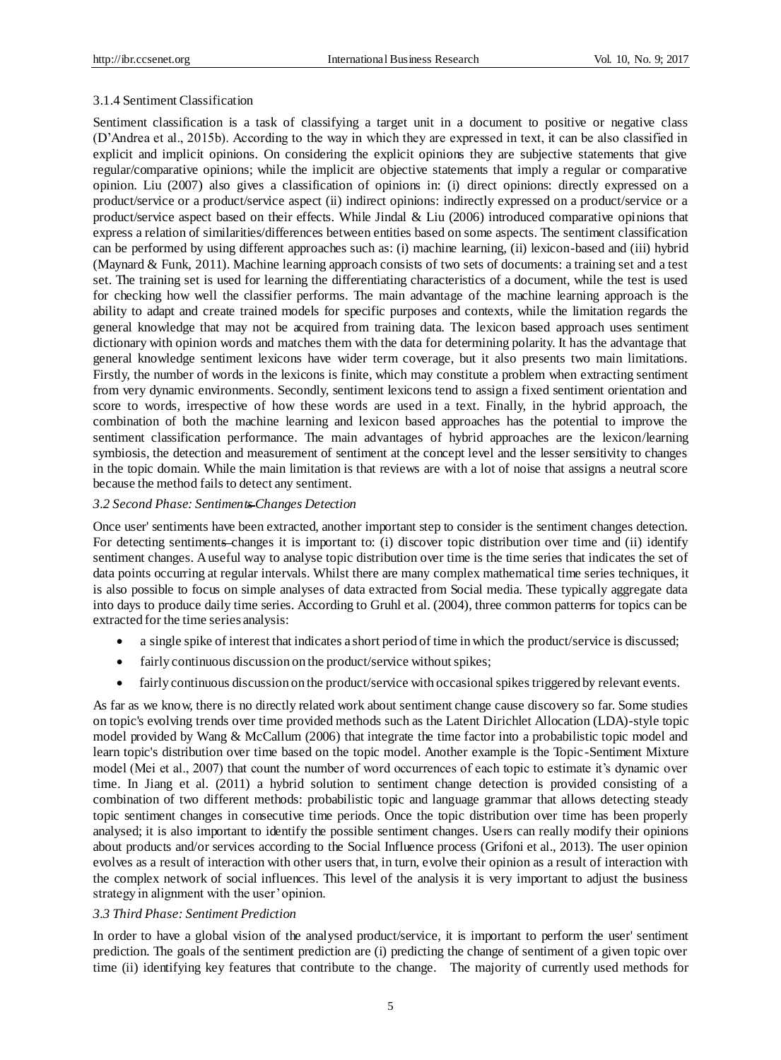#### 3.1.4 Sentiment Classification

Sentiment classification is a task of classifying a target unit in a document to positive or negative class (D'Andrea et al., 2015b). According to the way in which they are expressed in text, it can be also classified in explicit and implicit opinions. On considering the explicit opinions they are subjective statements that give regular/comparative opinions; while the implicit are objective statements that imply a regular or comparative opinion. Liu (2007) also gives a classification of opinions in: (i) direct opinions: directly expressed on a product/service or a product/service aspect (ii) indirect opinions: indirectly expressed on a product/service or a product/service aspect based on their effects. While Jindal & Liu (2006) introduced comparative opinions that express a relation of similarities/differences between entities based on some aspects. The sentiment classification can be performed by using different approaches such as: (i) machine learning, (ii) lexicon-based and (iii) hybrid (Maynard & Funk, 2011). Machine learning approach consists of two sets of documents: a training set and a test set. The training set is used for learning the differentiating characteristics of a document, while the test is used for checking how well the classifier performs. The main advantage of the machine learning approach is the ability to adapt and create trained models for specific purposes and contexts, while the limitation regards the general knowledge that may not be acquired from training data. The lexicon based approach uses sentiment dictionary with opinion words and matches them with the data for determining polarity. It has the advantage that general knowledge sentiment lexicons have wider term coverage, but it also presents two main limitations. Firstly, the number of words in the lexicons is finite, which may constitute a problem when extracting sentiment from very dynamic environments. Secondly, sentiment lexicons tend to assign a fixed sentiment orientation and score to words, irrespective of how these words are used in a text. Finally, in the hybrid approach, the combination of both the machine learning and lexicon based approaches has the potential to improve the sentiment classification performance. The main advantages of hybrid approaches are the lexicon/learning symbiosis, the detection and measurement of sentiment at the concept level and the lesser sensitivity to changes in the topic domain. While the main limitation is that reviews are with a lot of noise that assigns a neutral score because the method fails to detect any sentiment.

### *3.2 Second Phase: Sentiments Changes Detection*

Once user' sentiments have been extracted, another important step to consider is the sentiment changes detection. For detecting sentiments changes it is important to: (i) discover topic distribution over time and (ii) identify sentiment changes. A useful way to analyse topic distribution over time is the time series that indicates the set of data points occurring at regular intervals. Whilst there are many complex mathematical time series techniques, it is also possible to focus on simple analyses of data extracted from Social media. These typically aggregate data into days to produce daily time series. According to Gruhl et al. (2004), three common patterns for topics can be extracted for the time series analysis:

- a single spike of interest that indicates a short period of time in which the product/service is discussed;
- fairly continuous discussion on the product/service without spikes;
- fairly continuous discussion on the product/service with occasional spikes triggered by relevant events.

As far as we know, there is no directly related work about sentiment change cause discovery so far. Some studies on topic's evolving trends over time provided methods such as the Latent Dirichlet Allocation (LDA)-style topic model provided by Wang & McCallum (2006) that integrate the time factor into a probabilistic topic model and learn topic's distribution over time based on the topic model. Another example is the Topic-Sentiment Mixture model (Mei et al., 2007) that count the number of word occurrences of each topic to estimate it's dynamic over time. In Jiang et al. (2011) a hybrid solution to sentiment change detection is provided consisting of a combination of two different methods: probabilistic topic and language grammar that allows detecting steady topic sentiment changes in consecutive time periods. Once the topic distribution over time has been properly analysed; it is also important to identify the possible sentiment changes. Users can really modify their opinions about products and/or services according to the Social Influence process (Grifoni et al., 2013). The user opinion evolves as a result of interaction with other users that, in turn, evolve their opinion as a result of interaction with the complex network of social influences. This level of the analysis it is very important to adjust the business strategy in alignment with the user' opinion.

### *3.3 Third Phase: Sentiment Prediction*

In order to have a global vision of the analysed product/service, it is important to perform the user' sentiment prediction. The goals of the sentiment prediction are (i) predicting the change of sentiment of a given topic over time (ii) identifying key features that contribute to the change. The majority of currently used methods for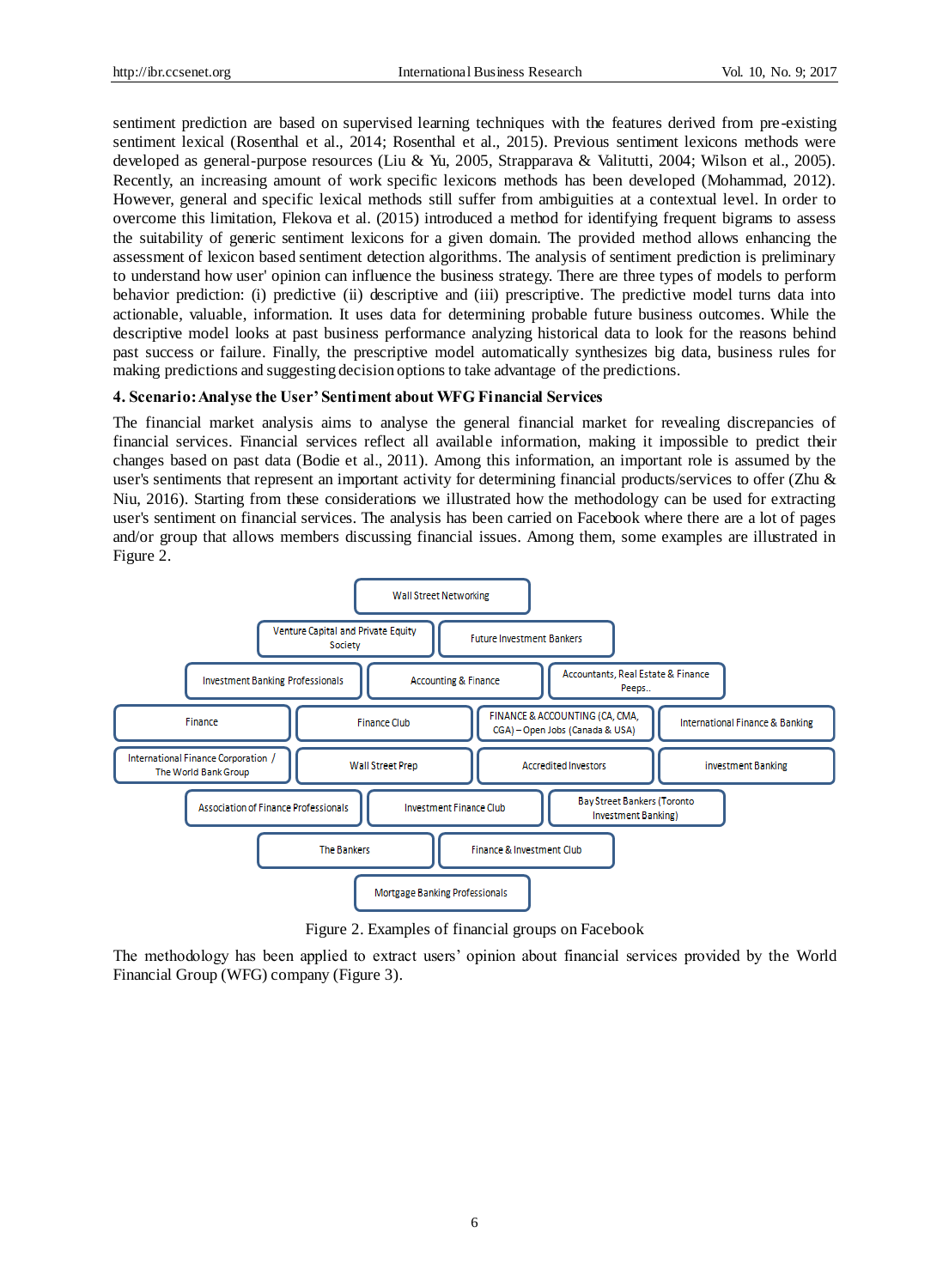sentiment prediction are based on supervised learning techniques with the features derived from pre-existing sentiment lexical (Rosenthal et al., 2014; Rosenthal et al., 2015). Previous sentiment lexicons methods were developed as general-purpose resources (Liu & Yu, 2005, Strapparava & Valitutti, 2004; Wilson et al., 2005). Recently, an increasing amount of work specific lexicons methods has been developed (Mohammad, 2012). However, general and specific lexical methods still suffer from ambiguities at a contextual level. In order to overcome this limitation, Flekova et al. (2015) introduced a method for identifying frequent bigrams to assess the suitability of generic sentiment lexicons for a given domain. The provided method allows enhancing the assessment of lexicon based sentiment detection algorithms. The analysis of sentiment prediction is preliminary to understand how user' opinion can influence the business strategy. There are three types of models to perform behavior prediction: (i) predictive (ii) descriptive and (iii) prescriptive. The predictive model turns data into actionable, valuable, information. It uses data for determining probable future business outcomes. While the descriptive model looks at past business performance analyzing historical data to look for the reasons behind past success or failure. Finally, the prescriptive model automatically synthesizes big data, business rules for making predictions and suggesting decision options to take advantage of the predictions.

## 4. Scenario: Analyse the User' Sentiment about WFG Financial Services

The financial market analysis aims to analyse the general financial market for revealing discrepancies of financial services. Financial services reflect all available information, making it impossible to predict their changes based on past data (Bodie et al., 2011). Among this information, an important role is assumed by the user's sentiments that represent an important activity for determining financial products/services to offer (Zhu & Niu, 2016). Starting from these considerations we illustrated how the methodology can be used for extracting user's sentiment on financial services. The analysis has been carried on Facebook where there are a lot of pages and/or group that allows members discussing financial issues. Among them, some examples are illustrated in Figure 2.

Wall Street Networking
Venture Capital and Private Equity Society
Future Investment Bankers
Investment Banking Professionals
Accounting & Finance
Accountants, Real Estate & Finance Peeps..
Finance
Finance Club
FINANCE & ACCOUNTING (CA, CMA, CGA) – Open Jobs (Canada & USA)
International Finance & Banking
International Finance Corporation / The World Bank Group
Wall Street Prep
Accredited Investors
investment Banking
Association of Finance Professionals
Investment Finance Club
Bay Street Bankers (Toronto Investment Banking)
The Bankers
Finance & Investment Club
Mortgage Banking Professionals

Figure 2. Examples of financial groups on Facebook

The methodology has been applied to extract users' opinion about financial services provided by the World Financial Group (WFG) company (Figure 3).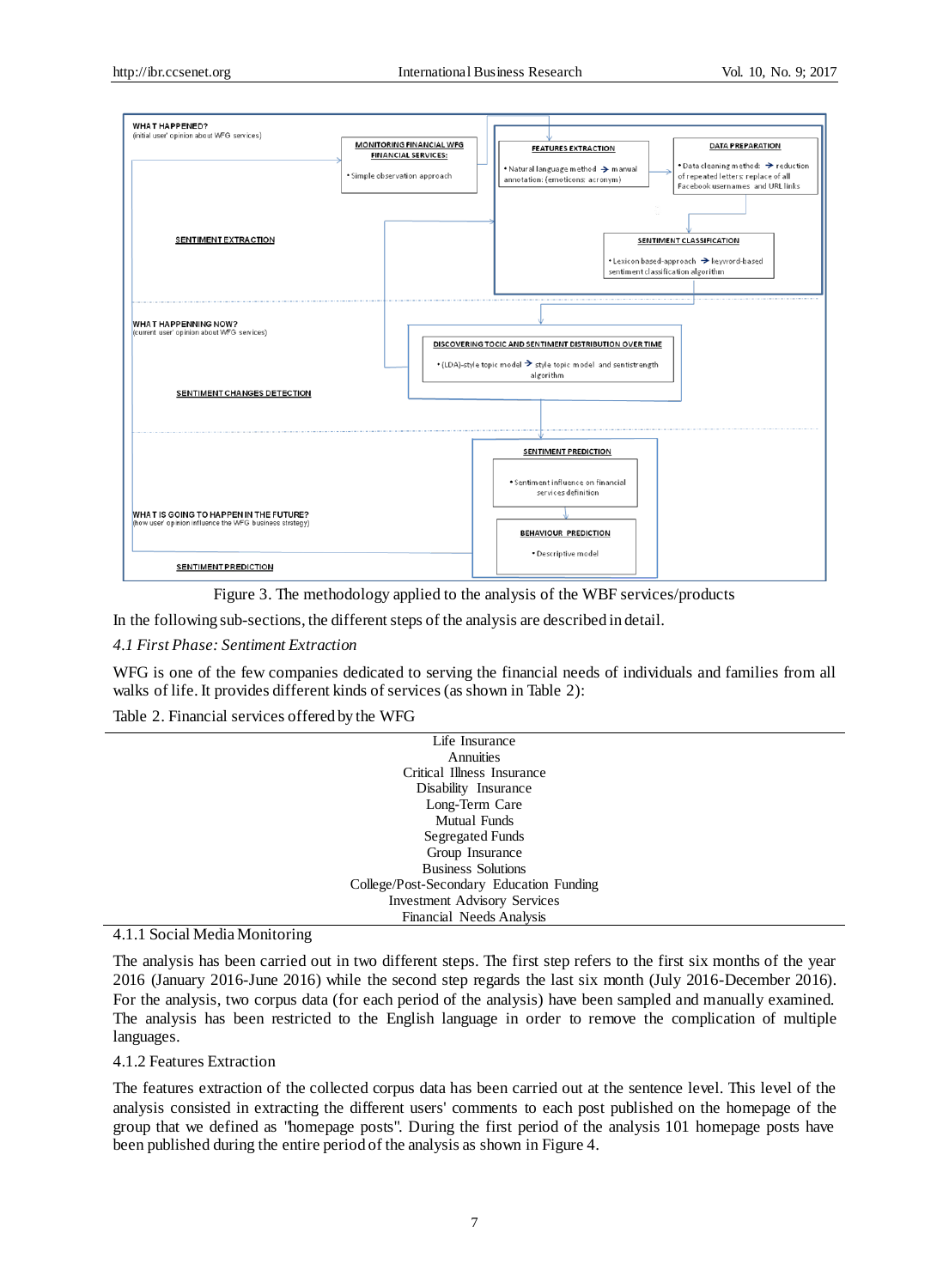WHAT HAPPENED?
(initial user' opinion about WFG services)

MONITORING FINANCIAL WFG FINANCIAL SERVICES:
• Simple observation approach

FEATURES EXTRACTION
• Natural language method → manual annotation: (emoticons: acronym)

DATA PREPARATION
• Data cleaning method: → reduction of repeated letters: replace of all Facebook usernames and URL links

SENTIMENT EXTRACTION

SENTIMENT CLASSIFICATION
• Lexicon based-approach → keyword-based sentiment classification algorithm

WHAT HAPPENNING NOW?
(current user' opinion about WFG services)

DISCOVERING TOCIC AND SENTIMENT DISTRIBUTION OVER TIME
• (LDA)-style topic model → style topic model and sentistrength algorithm

SENTIMENT CHANGES DETECTION

SENTIMENT PREDICTION
• Sentiment influence on financial services definition

WHAT IS GOING TO HAPPEN IN THE FUTURE?
(how user opinion influence the WFG business strategy)

BEHAVIOUR PREDICTION
• Descriptive model

SENTIMENT PREDICTION

Figure 3. The methodology applied to the analysis of the WBF services/products

In the following sub-sections, the different steps of the analysis are described in detail.

### *4.1 First Phase: Sentiment Extraction*

WFG is one of the few companies dedicated to serving the financial needs of individuals and families from all walks of life. It provides different kinds of services (as shown in Table 2):

Table 2. Financial services offered by the WFG

| |
|---|
| Life Insurance |
| Annuities |
| Critical Illness Insurance |
| Disability Insurance |
| Long-Term Care |
| Mutual Funds |
| Segregated Funds |
| Group Insurance |
| Business Solutions |
| College/Post-Secondary Education Funding |
| Investment Advisory Services |
| Financial Needs Analysis |

#### 4.1.1 Social Media Monitoring

The analysis has been carried out in two different steps. The first step refers to the first six months of the year 2016 (January 2016-June 2016) while the second step regards the last six month (July 2016-December 2016). For the analysis, two corpus data (for each period of the analysis) have been sampled and manually examined. The analysis has been restricted to the English language in order to remove the complication of multiple languages.

#### 4.1.2 Features Extraction

The features extraction of the collected corpus data has been carried out at the sentence level. This level of the analysis consisted in extracting the different users' comments to each post published on the homepage of the group that we defined as "homepage posts". During the first period of the analysis 101 homepage posts have been published during the entire period of the analysis as shown in Figure 4.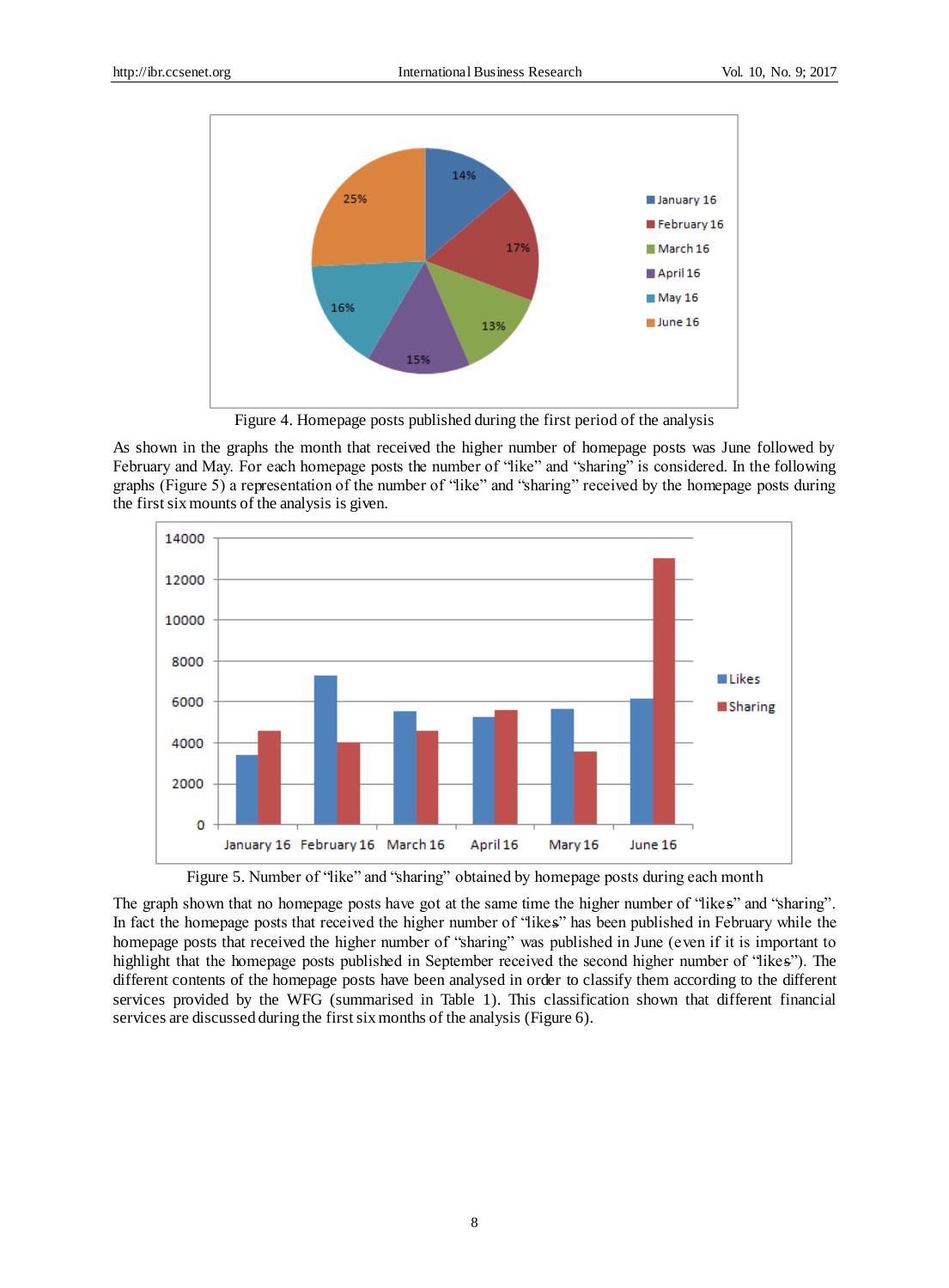Figure 4. Homepage posts published during the first period of the analysis

As shown in the graphs the month that received the higher number of homepage posts was June followed by February and May. For each homepage posts the number of "like" and "sharing" is considered. In the following graphs (Figure 5) a representation of the number of "like" and "sharing" received by the homepage posts during the first six mounts of the analysis is given.

Figure 5. Number of "like" and "sharing" obtained by homepage posts during each month

The graph shown that no homepage posts have got at the same time the higher number of "likes" and "sharing". In fact the homepage posts that received the higher number of "likes" has been published in February while the homepage posts that received the higher number of "sharing" was published in June (even if it is important to highlight that the homepage posts published in September received the second higher number of "likes"). The different contents of the homepage posts have been analysed in order to classify them according to the different services provided by the WFG (summarised in Table 1). This classification shown that different financial services are discussed during the first six months of the analysis (Figure 6).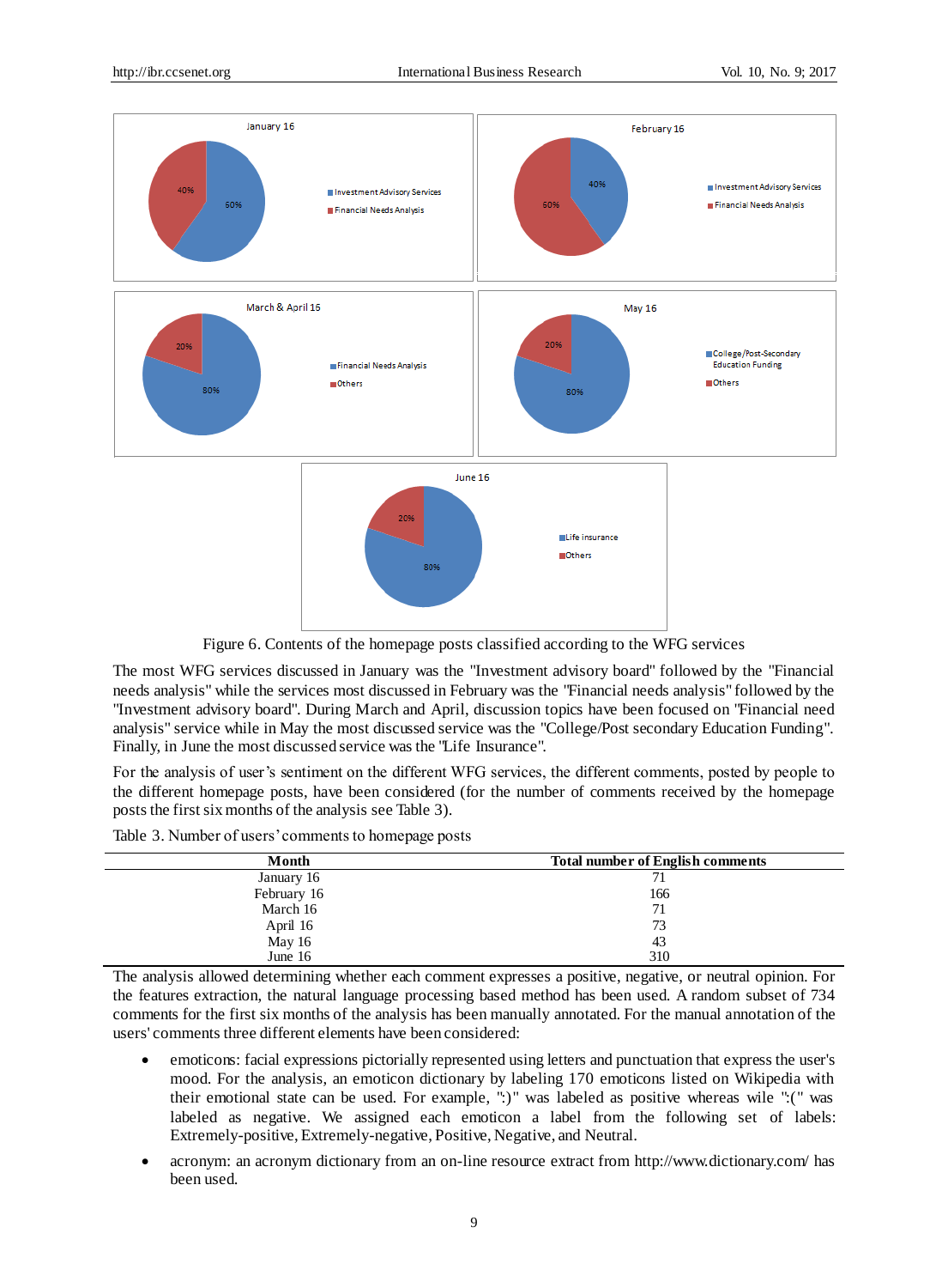January 16

40%

60%

Investment Advisory Services

Financial Needs Analysis

February 16

40%

60%

Investment Advisory Services

Financial Needs Analysis

March & April 16

20%

80%

Financial Needs Analysis

Others

May 16

20%

80%

College/Post-Secondary Education Funding

Others

June 16

20%

80%

Life insurance

Others

Figure 6. Contents of the homepage posts classified according to the WFG services

The most WFG services discussed in January was the "Investment advisory board" followed by the "Financial needs analysis" while the services most discussed in February was the "Financial needs analysis" followed by the "Investment advisory board". During March and April, discussion topics have been focused on "Financial need analysis" service while in May the most discussed service was the "College/Post secondary Education Funding". Finally, in June the most discussed service was the "Life Insurance".

For the analysis of user's sentiment on the different WFG services, the different comments, posted by people to the different homepage posts, have been considered (for the number of comments received by the homepage posts the first six months of the analysis see Table 3).

Table 3. Number of users' comments to homepage posts

| Month | Total number of English comments |
|---|---|
| January 16 | 71 |
| February 16 | 166 |
| March 16 | 71 |
| April 16 | 73 |
| May 16 | 43 |
| June 16 | 310 |

The analysis allowed determining whether each comment expresses a positive, negative, or neutral opinion. For the features extraction, the natural language processing based method has been used. A random subset of 734 comments for the first six months of the analysis has been manually annotated. For the manual annotation of the users' comments three different elements have been considered:

- emoticons: facial expressions pictorially represented using letters and punctuation that express the user's mood. For the analysis, an emoticon dictionary by labeling 170 emoticons listed on Wikipedia with their emotional state can be used. For example, ":)" was labeled as positive whereas wile ":(" was labeled as negative. We assigned each emoticon a label from the following set of labels: Extremely-positive, Extremely-negative, Positive, Negative, and Neutral.
- acronym: an acronym dictionary from an on-line resource extract from http://www.dictionary.com/ has been used.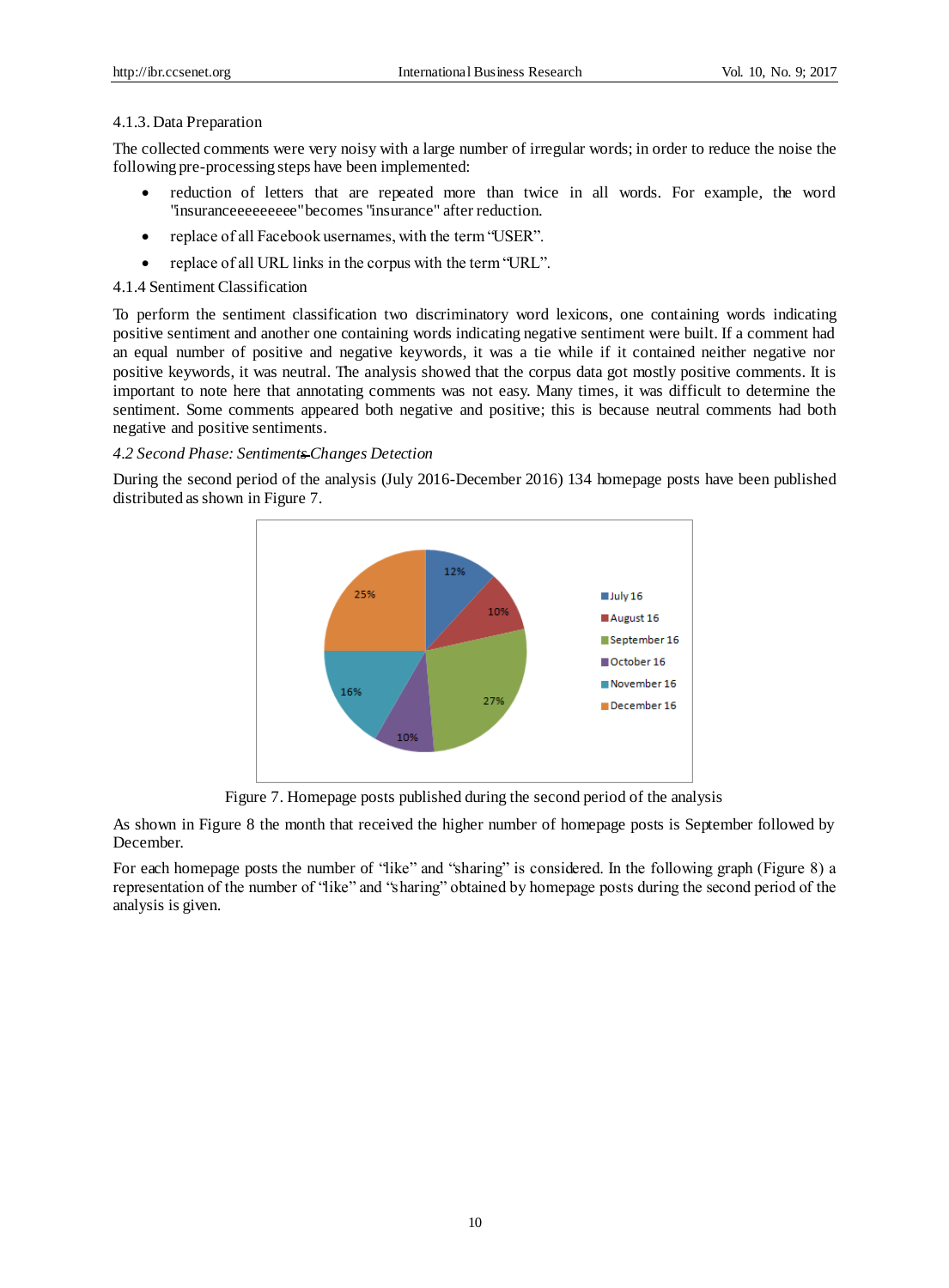4.1.3. Data Preparation

The collected comments were very noisy with a large number of irregular words; in order to reduce the noise the following pre-processing steps have been implemented:

- reduction of letters that are repeated more than twice in all words. For example, the word "insuranceeeeeeeee" becomes "insurance" after reduction.
- replace of all Facebook usernames, with the term "USER".
- replace of all URL links in the corpus with the term "URL".

4.1.4 Sentiment Classification

To perform the sentiment classification two discriminatory word lexicons, one containing words indicating positive sentiment and another one containing words indicating negative sentiment were built. If a comment had an equal number of positive and negative keywords, it was a tie while if it contained neither negative nor positive keywords, it was neutral. The analysis showed that the corpus data got mostly positive comments. It is important to note here that annotating comments was not easy. Many times, it was difficult to determine the sentiment. Some comments appeared both negative and positive; this is because neutral comments had both negative and positive sentiments.

*4.2 Second Phase: Sentiments Changes Detection*

During the second period of the analysis (July 2016-December 2016) 134 homepage posts have been published distributed as shown in Figure 7.

12%
10%
27%
10%
16%
25%

July 16
August 16
September 16
October 16
November 16
December 16

Figure 7. Homepage posts published during the second period of the analysis

As shown in Figure 8 the month that received the higher number of homepage posts is September followed by December.

For each homepage posts the number of "like" and "sharing" is considered. In the following graph (Figure 8) a representation of the number of "like" and "sharing" obtained by homepage posts during the second period of the analysis is given.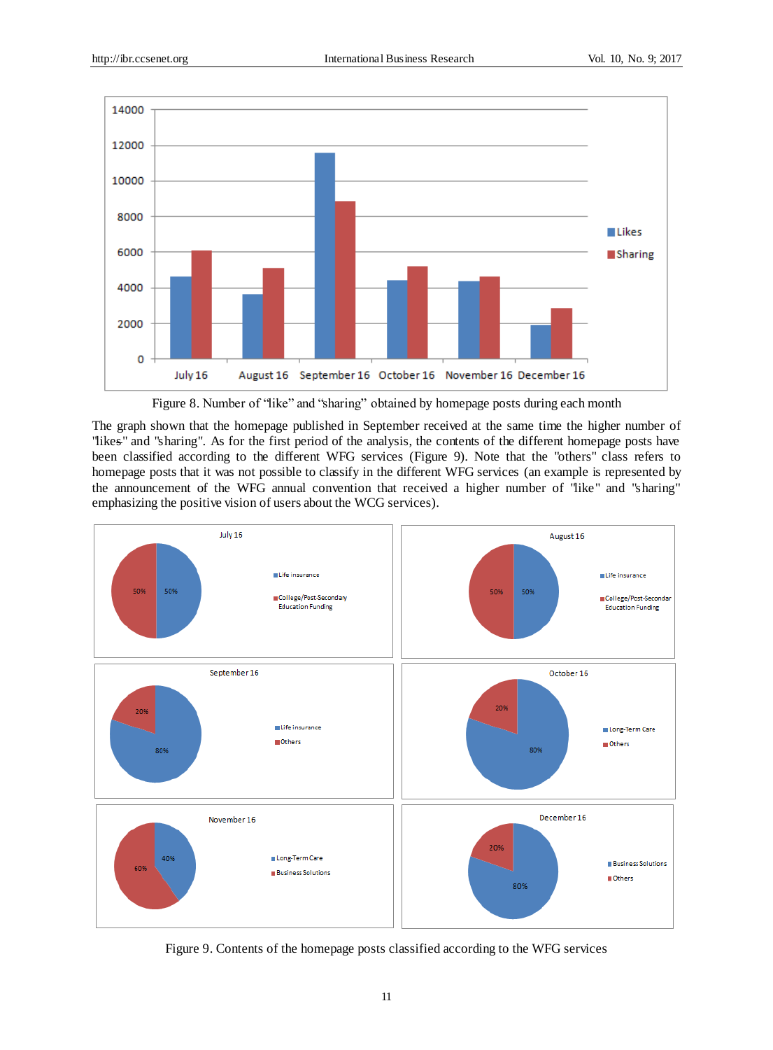14000
12000
10000
8000
6000
4000
2000
0

July 16
August 16
September 16
October 16
November 16
December 16

Likes
Sharing

Figure 8. Number of “like” and “sharing” obtained by homepage posts during each month

The graph shown that the homepage published in September received at the same time the higher number of "likes" and "sharing". As for the first period of the analysis, the contents of the different homepage posts have been classified according to the different WFG services (Figure 9). Note that the "others" class refers to homepage posts that it was not possible to classify in the different WFG services (an example is represented by the announcement of the WFG annual convention that received a higher number of "like" and "sharing" emphasizing the positive vision of users about the WCG services).

July 16
50%
50%
Life insurance
College/Post-Secondary Education Funding

August 16
50%
50%
Life insurance
College/Post-Secondar Education Funding

September 16
20%
80%
Life insurance
Others

October 16
20%
80%
Long-Term Care
Others

November 16
40%
60%
Long-Term Care
Business Solutions

December 16
20%
80%
Business Solutions
Others

Figure 9. Contents of the homepage posts classified according to the WFG services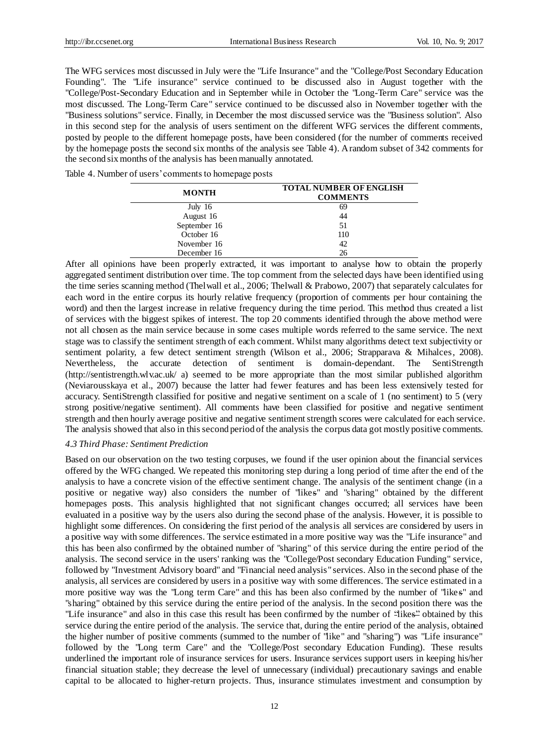The WFG services most discussed in July were the "Life Insurance" and the "College/Post Secondary Education Founding". The "Life insurance" service continued to be discussed also in August together with the "College/Post-Secondary Education and in September while in October the "Long-Term Care" service was the most discussed. The Long-Term Care" service continued to be discussed also in November together with the "Business solutions" service. Finally, in December the most discussed service was the "Business solution". Also in this second step for the analysis of users sentiment on the different WFG services the different comments, posted by people to the different homepage posts, have been considered (for the number of comments received by the homepage posts the second six months of the analysis see Table 4). A random subset of 342 comments for the second six months of the analysis has been manually annotated.

Table 4. Number of users' comments to homepage posts

| MONTH | TOTAL NUMBER OF ENGLISH COMMENTS |
|---|---|
| July 16 | 69 |
| August 16 | 44 |
| September 16 | 51 |
| October 16 | 110 |
| November 16 | 42 |
| December 16 | 26 |

After all opinions have been properly extracted, it was important to analyse how to obtain the properly aggregated sentiment distribution over time. The top comment from the selected days have been identified using the time series scanning method (Thelwall et al., 2006; Thelwall & Prabowo, 2007) that separately calculates for each word in the entire corpus its hourly relative frequency (proportion of comments per hour containing the word) and then the largest increase in relative frequency during the time period. This method thus created a list of services with the biggest spikes of interest. The top 20 comments identified through the above method were not all chosen as the main service because in some cases multiple words referred to the same service. The next stage was to classify the sentiment strength of each comment. Whilst many algorithms detect text subjectivity or sentiment polarity, a few detect sentiment strength (Wilson et al., 2006; Strapparava & Mihalces, 2008). Nevertheless, the accurate detection of sentiment is domain-dependant. The SentiStrength (http://sentistrength.wlv.ac.uk/ a) seemed to be more appropriate than the most similar published algorithm (Neviarousskaya et al., 2007) because the latter had fewer features and has been less extensively tested for accuracy. SentiStrength classified for positive and negative sentiment on a scale of 1 (no sentiment) to 5 (very strong positive/negative sentiment). All comments have been classified for positive and negative sentiment strength and then hourly average positive and negative sentiment strength scores were calculated for each service. The analysis showed that also in this second period of the analysis the corpus data got mostly positive comments.

### *4.3 Third Phase: Sentiment Prediction*

Based on our observation on the two testing corpuses, we found if the user opinion about the financial services offered by the WFG changed. We repeated this monitoring step during a long period of time after the end of the analysis to have a concrete vision of the effective sentiment change. The analysis of the sentiment change (in a positive or negative way) also considers the number of "likes" and "sharing" obtained by the different homepages posts. This analysis highlighted that not significant changes occurred; all services have been evaluated in a positive way by the users also during the second phase of the analysis. However, it is possible to highlight some differences. On considering the first period of the analysis all services are considered by users in a positive way with some differences. The service estimated in a more positive way was the "Life insurance" and this has been also confirmed by the obtained number of "sharing" of this service during the entire period of the analysis. The second service in the users' ranking was the "College/Post secondary Education Funding" service, followed by "Investment Advisory board" and "Financial need analysis" services. Also in the second phase of the analysis, all services are considered by users in a positive way with some differences. The service estimated in a more positive way was the "Long term Care" and this has been also confirmed by the number of "likes" and "sharing" obtained by this service during the entire period of the analysis. In the second position there was the "Life insurance" and also in this case this result has been confirmed by the number of "likes" obtained by this service during the entire period of the analysis. The service that, during the entire period of the analysis, obtained the higher number of positive comments (summed to the number of "like" and "sharing") was "Life insurance" followed by the "Long term Care" and the "College/Post secondary Education Funding). These results underlined the important role of insurance services for users. Insurance services support users in keeping his/her financial situation stable; they decrease the level of unnecessary (individual) precautionary savings and enable capital to be allocated to higher-return projects. Thus, insurance stimulates investment and consumption by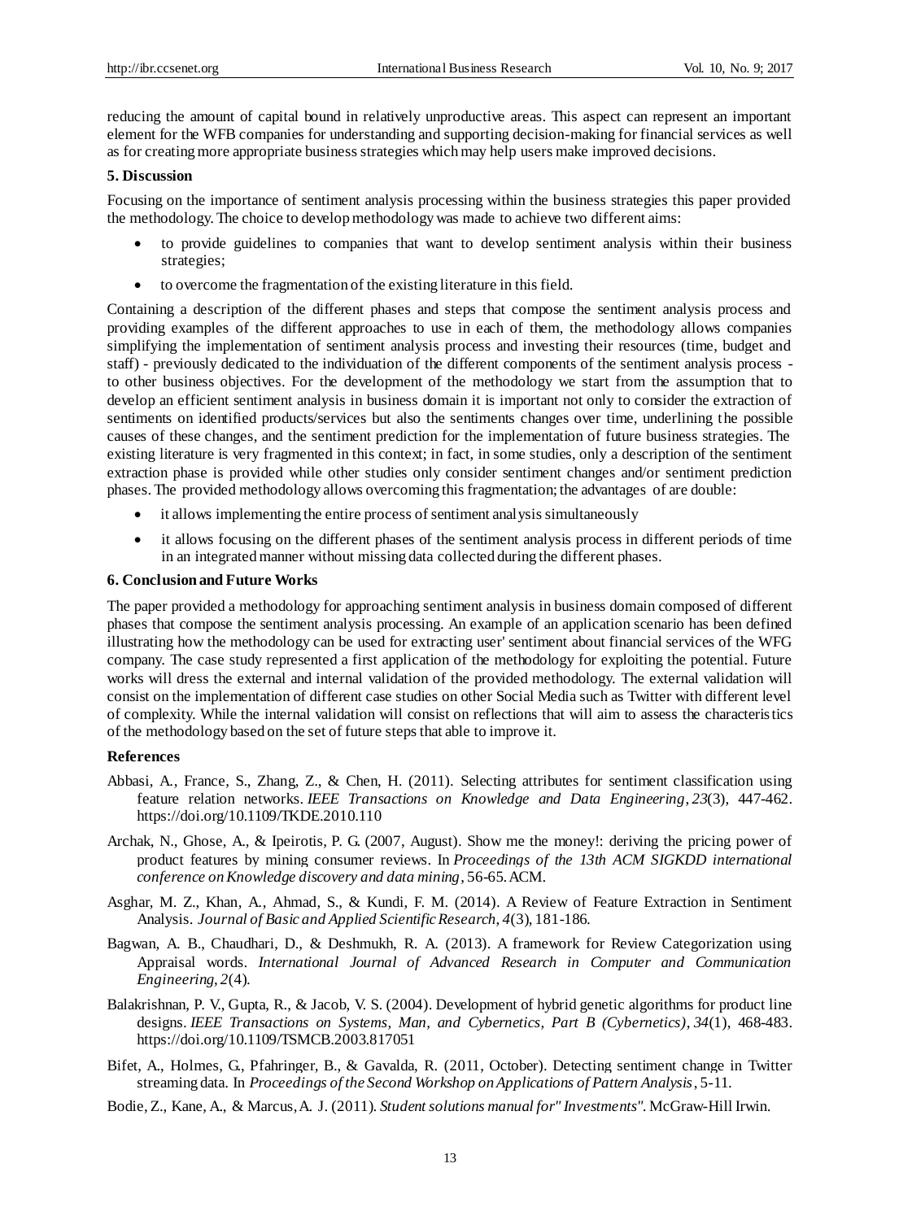reducing the amount of capital bound in relatively unproductive areas. This aspect can represent an important element for the WFB companies for understanding and supporting decision-making for financial services as well as for creating more appropriate business strategies which may help users make improved decisions.

## 5. Discussion

Focusing on the importance of sentiment analysis processing within the business strategies this paper provided the methodology. The choice to develop methodology was made to achieve two different aims:

- to provide guidelines to companies that want to develop sentiment analysis within their business strategies;
- to overcome the fragmentation of the existing literature in this field.

Containing a description of the different phases and steps that compose the sentiment analysis process and providing examples of the different approaches to use in each of them, the methodology allows companies simplifying the implementation of sentiment analysis process and investing their resources (time, budget and staff) - previously dedicated to the individuation of the different components of the sentiment analysis process - to other business objectives. For the development of the methodology we start from the assumption that to develop an efficient sentiment analysis in business domain it is important not only to consider the extraction of sentiments on identified products/services but also the sentiments changes over time, underlining the possible causes of these changes, and the sentiment prediction for the implementation of future business strategies. The existing literature is very fragmented in this context; in fact, in some studies, only a description of the sentiment extraction phase is provided while other studies only consider sentiment changes and/or sentiment prediction phases. The provided methodology allows overcoming this fragmentation; the advantages of are double:

- it allows implementing the entire process of sentiment analysis simultaneously
- it allows focusing on the different phases of the sentiment analysis process in different periods of time in an integrated manner without missing data collected during the different phases.

## 6. Conclusion and Future Works

The paper provided a methodology for approaching sentiment analysis in business domain composed of different phases that compose the sentiment analysis processing. An example of an application scenario has been defined illustrating how the methodology can be used for extracting user' sentiment about financial services of the WFG company. The case study represented a first application of the methodology for exploiting the potential. Future works will dress the external and internal validation of the provided methodology. The external validation will consist on the implementation of different case studies on other Social Media such as Twitter with different level of complexity. While the internal validation will consist on reflections that will aim to assess the characteristics of the methodology based on the set of future steps that able to improve it.

## References

Abbasi, A., France, S., Zhang, Z., & Chen, H. (2011). Selecting attributes for sentiment classification using feature relation networks. *IEEE Transactions on Knowledge and Data Engineering*, *23*(3), 447-462. https://doi.org/10.1109/TKDE.2010.110

Archak, N., Ghose, A., & Ipeirotis, P. G. (2007, August). Show me the money!: deriving the pricing power of product features by mining consumer reviews. In *Proceedings of the 13th ACM SIGKDD international conference on Knowledge discovery and data mining*, 56-65. ACM.

Asghar, M. Z., Khan, A., Ahmad, S., & Kundi, F. M. (2014). A Review of Feature Extraction in Sentiment Analysis. *Journal of Basic and Applied Scientific Research*, *4*(3), 181-186.

Bagwan, A. B., Chaudhari, D., & Deshmukh, R. A. (2013). A framework for Review Categorization using Appraisal words. *International Journal of Advanced Research in Computer and Communication Engineering*, *2*(4).

Balakrishnan, P. V., Gupta, R., & Jacob, V. S. (2004). Development of hybrid genetic algorithms for product line designs. *IEEE Transactions on Systems, Man, and Cybernetics, Part B (Cybernetics)*, *34*(1), 468-483. https://doi.org/10.1109/TSMCB.2003.817051

Bifet, A., Holmes, G., Pfahringer, B., & Gavalda, R. (2011, October). Detecting sentiment change in Twitter streaming data. In *Proceedings of the Second Workshop on Applications of Pattern Analysis*, 5-11.

Bodie, Z., Kane, A., & Marcus, A. J. (2011). *Student solutions manual for" Investments"*. McGraw-Hill Irwin.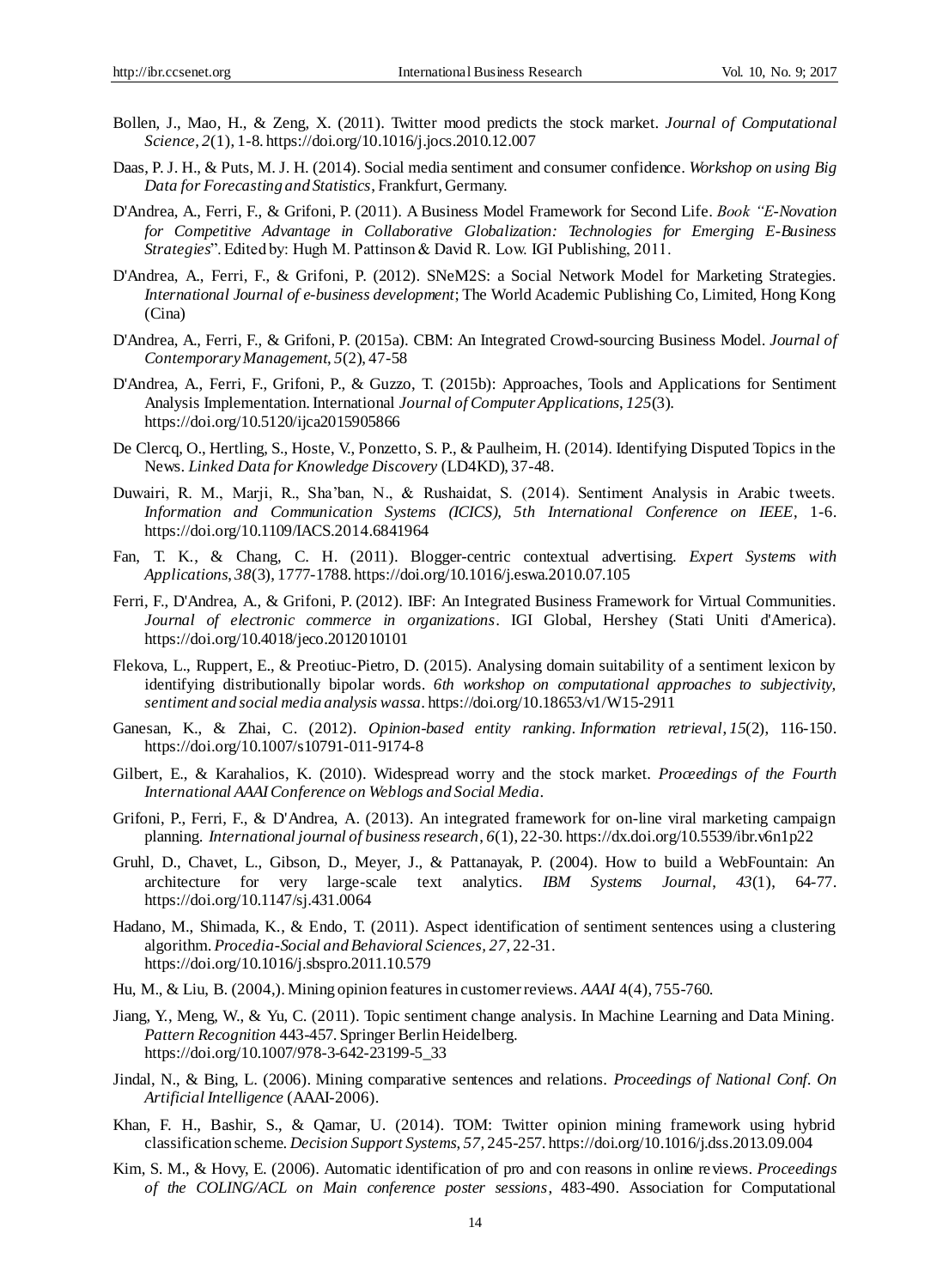Bollen, J., Mao, H., & Zeng, X. (2011). Twitter mood predicts the stock market. *Journal of Computational Science*, *2*(1), 1-8. https://doi.org/10.1016/j.jocs.2010.12.007

Daas, P. J. H., & Puts, M. J. H. (2014). Social media sentiment and consumer confidence. *Workshop on using Big Data for Forecasting and Statistics*, Frankfurt, Germany.

D'Andrea, A., Ferri, F., & Grifoni, P. (2011). A Business Model Framework for Second Life. *Book "E-Novation for Competitive Advantage in Collaborative Globalization: Technologies for Emerging E-Business Strategies*". Edited by: Hugh M. Pattinson & David R. Low. IGI Publishing, 2011.

D'Andrea, A., Ferri, F., & Grifoni, P. (2012). SNeM2S: a Social Network Model for Marketing Strategies. *International Journal of e-business development*; The World Academic Publishing Co, Limited, Hong Kong (Cina)

D'Andrea, A., Ferri, F., & Grifoni, P. (2015a). CBM: An Integrated Crowd-sourcing Business Model. *Journal of Contemporary Management*, *5*(2), 47-58

D'Andrea, A., Ferri, F., Grifoni, P., & Guzzo, T. (2015b): Approaches, Tools and Applications for Sentiment Analysis Implementation. International *Journal of Computer Applications*, *125*(3). https://doi.org/10.5120/ijca2015905866

De Clercq, O., Hertling, S., Hoste, V., Ponzetto, S. P., & Paulheim, H. (2014). Identifying Disputed Topics in the News. *Linked Data for Knowledge Discovery* (LD4KD), 37-48.

Duwairi, R. M., Marji, R., Sha'ban, N., & Rushaidat, S. (2014). Sentiment Analysis in Arabic tweets. *Information and Communication Systems (ICICS), 5th International Conference on IEEE*, 1-6. https://doi.org/10.1109/IACS.2014.6841964

Fan, T. K., & Chang, C. H. (2011). Blogger-centric contextual advertising. *Expert Systems with Applications*, *38*(3), 1777-1788. https://doi.org/10.1016/j.eswa.2010.07.105

Ferri, F., D'Andrea, A., & Grifoni, P. (2012). IBF: An Integrated Business Framework for Virtual Communities. *Journal of electronic commerce in organizations*. IGI Global, Hershey (Stati Uniti d'America). https://doi.org/10.4018/jeco.2012010101

Flekova, L., Ruppert, E., & Preotiuc-Pietro, D. (2015). Analysing domain suitability of a sentiment lexicon by identifying distributionally bipolar words. *6th workshop on computational approaches to subjectivity, sentiment and social media analysis wassa*. https://doi.org/10.18653/v1/W15-2911

Ganesan, K., & Zhai, C. (2012). *Opinion-based entity ranking*. *Information retrieval*, *15*(2), 116-150. https://doi.org/10.1007/s10791-011-9174-8

Gilbert, E., & Karahalios, K. (2010). Widespread worry and the stock market. *Proceedings of the Fourth International AAAI Conference on Weblogs and Social Media*.

Grifoni, P., Ferri, F., & D'Andrea, A. (2013). An integrated framework for on-line viral marketing campaign planning. *International journal of business research*, *6*(1), 22-30. https://dx.doi.org/10.5539/ibr.v6n1p22

Gruhl, D., Chavet, L., Gibson, D., Meyer, J., & Pattanayak, P. (2004). How to build a WebFountain: An architecture for very large-scale text analytics. *IBM Systems Journal*, *43*(1), 64-77. https://doi.org/10.1147/sj.431.0064

Hadano, M., Shimada, K., & Endo, T. (2011). Aspect identification of sentiment sentences using a clustering algorithm. *Procedia-Social and Behavioral Sciences*, *27*, 22-31. https://doi.org/10.1016/j.sbspro.2011.10.579

Hu, M., & Liu, B. (2004,). Mining opinion features in customer reviews. *AAAI* 4(4), 755-760.

Jiang, Y., Meng, W., & Yu, C. (2011). Topic sentiment change analysis. In Machine Learning and Data Mining. *Pattern Recognition* 443-457. Springer Berlin Heidelberg. https://doi.org/10.1007/978-3-642-23199-5_33

Jindal, N., & Bing, L. (2006). Mining comparative sentences and relations. *Proceedings of National Conf. On Artificial Intelligence* (AAAI-2006).

Khan, F. H., Bashir, S., & Qamar, U. (2014). TOM: Twitter opinion mining framework using hybrid classification scheme. *Decision Support Systems*, *57*, 245-257. https://doi.org/10.1016/j.dss.2013.09.004

Kim, S. M., & Hovy, E. (2006). Automatic identification of pro and con reasons in online reviews. *Proceedings of the COLING/ACL on Main conference poster sessions*, 483-490. Association for Computational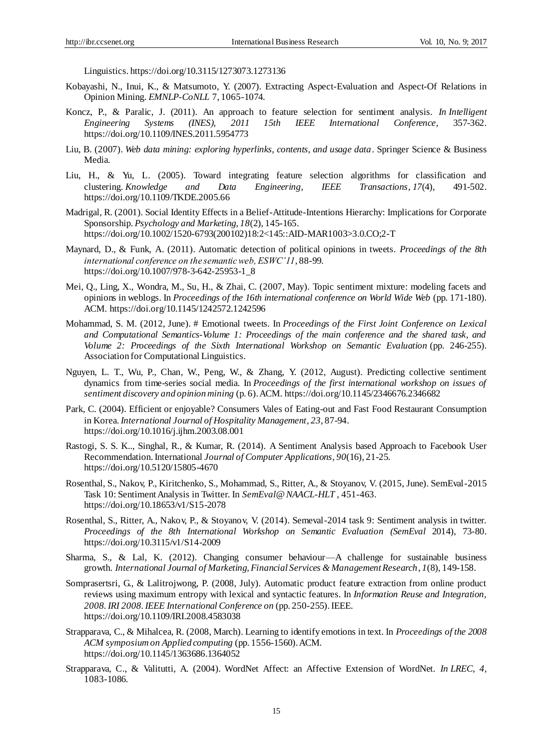Linguistics. https://doi.org/10.3115/1273073.1273136

Kobayashi, N., Inui, K., & Matsumoto, Y. (2007). Extracting Aspect-Evaluation and Aspect-Of Relations in Opinion Mining. *EMNLP-CoNLL* 7, 1065-1074.

Koncz, P., & Paralic, J. (2011). An approach to feature selection for sentiment analysis. *In Intelligent Engineering Systems (INES), 2011 15th IEEE International Conference*, 357-362. https://doi.org/10.1109/INES.2011.5954773

Liu, B. (2007). *Web data mining: exploring hyperlinks, contents, and usage data*. Springer Science & Business Media.

Liu, H., & Yu, L. (2005). Toward integrating feature selection algorithms for classification and clustering. *Knowledge and Data Engineering, IEEE Transactions*, *17*(4), 491-502. https://doi.org/10.1109/TKDE.2005.66

Madrigal, R. (2001). Social Identity Effects in a Belief-Attitude-Intentions Hierarchy: Implications for Corporate Sponsorship. *Psychology and Marketing*, *18*(2), 145-165. https://doi.org/10.1002/1520-6793(200102)18:2<145::AID-MAR1003>3.0.CO;2-T

Maynard, D., & Funk, A. (2011). Automatic detection of political opinions in tweets. *Proceedings of the 8th international conference on the semantic web, ESWC'11*, 88-99. https://doi.org/10.1007/978-3-642-25953-1_8

Mei, Q., Ling, X., Wondra, M., Su, H., & Zhai, C. (2007, May). Topic sentiment mixture: modeling facets and opinions in weblogs. In *Proceedings of the 16th international conference on World Wide Web* (pp. 171-180). ACM. https://doi.org/10.1145/1242572.1242596

Mohammad, S. M. (2012, June). # Emotional tweets. In *Proceedings of the First Joint Conference on Lexical and Computational Semantics-Volume 1: Proceedings of the main conference and the shared task, and Volume 2: Proceedings of the Sixth International Workshop on Semantic Evaluation* (pp. 246-255). Association for Computational Linguistics.

Nguyen, L. T., Wu, P., Chan, W., Peng, W., & Zhang, Y. (2012, August). Predicting collective sentiment dynamics from time-series social media. In *Proceedings of the first international workshop on issues of sentiment discovery and opinion mining* (p. 6). ACM. https://doi.org/10.1145/2346676.2346682

Park, C. (2004). Efficient or enjoyable? Consumers Vales of Eating-out and Fast Food Restaurant Consumption in Korea. *International Journal of Hospitality Management*, *23*, 87-94. https://doi.org/10.1016/j.ijhm.2003.08.001

Rastogi, S. S. K.., Singhal, R., & Kumar, R. (2014). A Sentiment Analysis based Approach to Facebook User Recommendation. International *Journal of Computer Applications*, *90*(16), 21-25. https://doi.org/10.5120/15805-4670

Rosenthal, S., Nakov, P., Kiritchenko, S., Mohammad, S., Ritter, A., & Stoyanov, V. (2015, June). SemEval-2015 Task 10: Sentiment Analysis in Twitter. In *SemEval@ NAACL-HLT*, 451-463. https://doi.org/10.18653/v1/S15-2078

Rosenthal, S., Ritter, A., Nakov, P., & Stoyanov, V. (2014). Semeval-2014 task 9: Sentiment analysis in twitter. *Proceedings of the 8th International Workshop on Semantic Evaluation (SemEval* 2014), 73-80. https://doi.org/10.3115/v1/S14-2009

Sharma, S., & Lal, K. (2012). Changing consumer behaviour—A challenge for sustainable business growth. *International Journal of Marketing, Financial Services & Management Research*, *1*(8), 149-158.

Somprasertsri, G., & Lalitrojwong, P. (2008, July). Automatic product feature extraction from online product reviews using maximum entropy with lexical and syntactic features. In *Information Reuse and Integration, 2008. IRI 2008. IEEE International Conference on* (pp. 250-255). IEEE. https://doi.org/10.1109/IRI.2008.4583038

Strapparava, C., & Mihalcea, R. (2008, March). Learning to identify emotions in text. In *Proceedings of the 2008 ACM symposium on Applied computing* (pp. 1556-1560). ACM. https://doi.org/10.1145/1363686.1364052

Strapparava, C., & Valitutti, A. (2004). WordNet Affect: an Affective Extension of WordNet. *In LREC*, *4*, 1083-1086.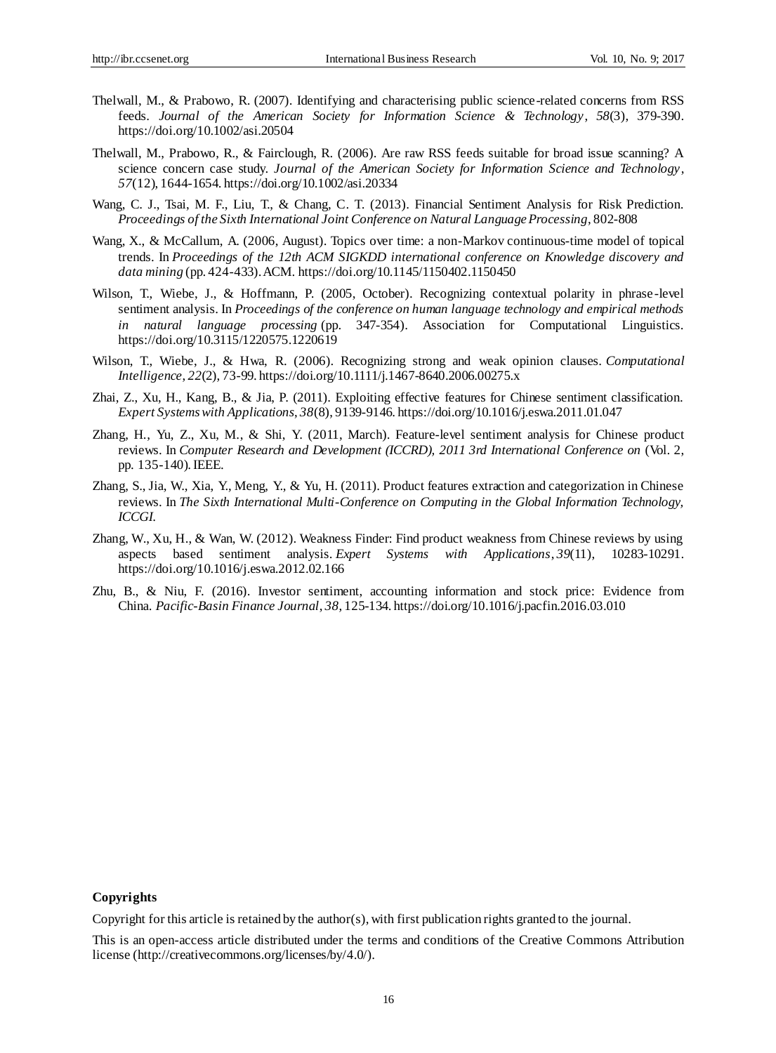Thelwall, M., & Prabowo, R. (2007). Identifying and characterising public science-related concerns from RSS feeds. *Journal of the American Society for Information Science & Technology*, *58*(3), 379-390. https://doi.org/10.1002/asi.20504

Thelwall, M., Prabowo, R., & Fairclough, R. (2006). Are raw RSS feeds suitable for broad issue scanning? A science concern case study. *Journal of the American Society for Information Science and Technology*, *57*(12), 1644-1654. https://doi.org/10.1002/asi.20334

Wang, C. J., Tsai, M. F., Liu, T., & Chang, C. T. (2013). Financial Sentiment Analysis for Risk Prediction. *Proceedings of the Sixth International Joint Conference on Natural Language Processing*, 802-808

Wang, X., & McCallum, A. (2006, August). Topics over time: a non-Markov continuous-time model of topical trends. In *Proceedings of the 12th ACM SIGKDD international conference on Knowledge discovery and data mining* (pp. 424-433). ACM. https://doi.org/10.1145/1150402.1150450

Wilson, T., Wiebe, J., & Hoffmann, P. (2005, October). Recognizing contextual polarity in phrase-level sentiment analysis. In *Proceedings of the conference on human language technology and empirical methods in natural language processing* (pp. 347-354). Association for Computational Linguistics. https://doi.org/10.3115/1220575.1220619

Wilson, T., Wiebe, J., & Hwa, R. (2006). Recognizing strong and weak opinion clauses. *Computational Intelligence*, *22*(2), 73-99. https://doi.org/10.1111/j.1467-8640.2006.00275.x

Zhai, Z., Xu, H., Kang, B., & Jia, P. (2011). Exploiting effective features for Chinese sentiment classification. *Expert Systems with Applications*, *38*(8), 9139-9146. https://doi.org/10.1016/j.eswa.2011.01.047

Zhang, H., Yu, Z., Xu, M., & Shi, Y. (2011, March). Feature-level sentiment analysis for Chinese product reviews. In *Computer Research and Development (ICCRD), 2011 3rd International Conference on* (Vol. 2, pp. 135-140). IEEE.

Zhang, S., Jia, W., Xia, Y., Meng, Y., & Yu, H. (2011). Product features extraction and categorization in Chinese reviews. In *The Sixth International Multi-Conference on Computing in the Global Information Technology, ICCGI*.

Zhang, W., Xu, H., & Wan, W. (2012). Weakness Finder: Find product weakness from Chinese reviews by using aspects based sentiment analysis. *Expert Systems with Applications*, *39*(11), 10283-10291. https://doi.org/10.1016/j.eswa.2012.02.166

Zhu, B., & Niu, F. (2016). Investor sentiment, accounting information and stock price: Evidence from China. *Pacific-Basin Finance Journal*, *38*, 125-134. https://doi.org/10.1016/j.pacfin.2016.03.010

**Copyrights**

Copyright for this article is retained by the author(s), with first publication rights granted to the journal.

This is an open-access article distributed under the terms and conditions of the Creative Commons Attribution license (http://creativecommons.org/licenses/by/4.0/).